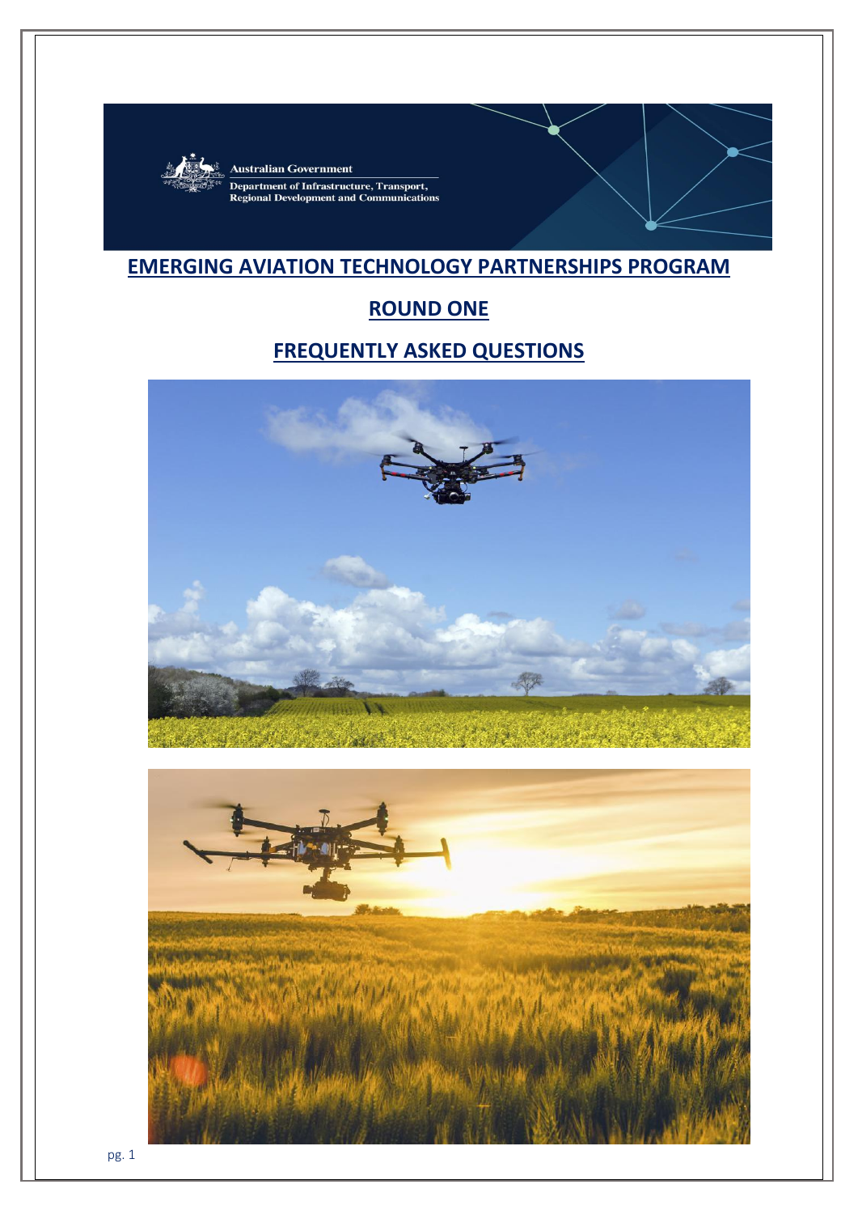Australian Government

Department of Infrastructure, Transport, Regional Development and Communications

# EMERGING AVIATION TECHNOLOGY PARTNERSHIPS PROGRAM

## ROUND ONE

## FREQUENTLY ASKED QUESTIONS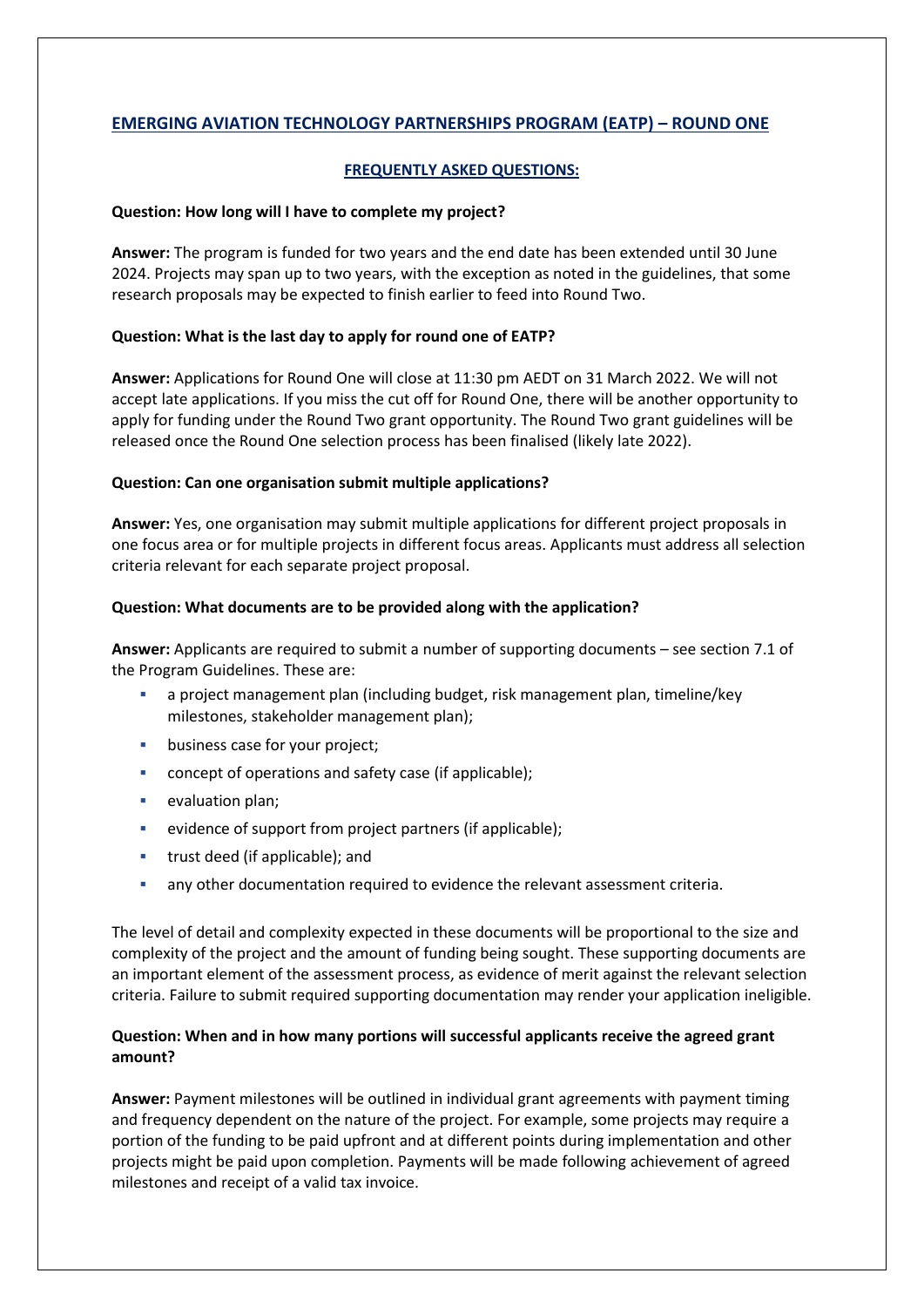## EMERGING AVIATION TECHNOLOGY PARTNERSHIPS PROGRAM (EATP) – ROUND ONE

### FREQUENTLY ASKED QUESTIONS:

**Question: How long will I have to complete my project?**

**Answer:** The program is funded for two years and the end date has been extended until 30 June 2024. Projects may span up to two years, with the exception as noted in the guidelines, that some research proposals may be expected to finish earlier to feed into Round Two.

**Question: What is the last day to apply for round one of EATP?**

**Answer:** Applications for Round One will close at 11:30 pm AEDT on 31 March 2022. We will not accept late applications. If you miss the cut off for Round One, there will be another opportunity to apply for funding under the Round Two grant opportunity. The Round Two grant guidelines will be released once the Round One selection process has been finalised (likely late 2022).

**Question: Can one organisation submit multiple applications?**

**Answer:** Yes, one organisation may submit multiple applications for different project proposals in one focus area or for multiple projects in different focus areas. Applicants must address all selection criteria relevant for each separate project proposal.

**Question: What documents are to be provided along with the application?**

**Answer:** Applicants are required to submit a number of supporting documents – see section 7.1 of the Program Guidelines. These are:

- a project management plan (including budget, risk management plan, timeline/key milestones, stakeholder management plan);
- business case for your project;
- concept of operations and safety case (if applicable);
- evaluation plan;
- evidence of support from project partners (if applicable);
- trust deed (if applicable); and
- any other documentation required to evidence the relevant assessment criteria.

The level of detail and complexity expected in these documents will be proportional to the size and complexity of the project and the amount of funding being sought. These supporting documents are an important element of the assessment process, as evidence of merit against the relevant selection criteria. Failure to submit required supporting documentation may render your application ineligible.

**Question: When and in how many portions will successful applicants receive the agreed grant amount?**

**Answer:** Payment milestones will be outlined in individual grant agreements with payment timing and frequency dependent on the nature of the project. For example, some projects may require a portion of the funding to be paid upfront and at different points during implementation and other projects might be paid upon completion. Payments will be made following achievement of agreed milestones and receipt of a valid tax invoice.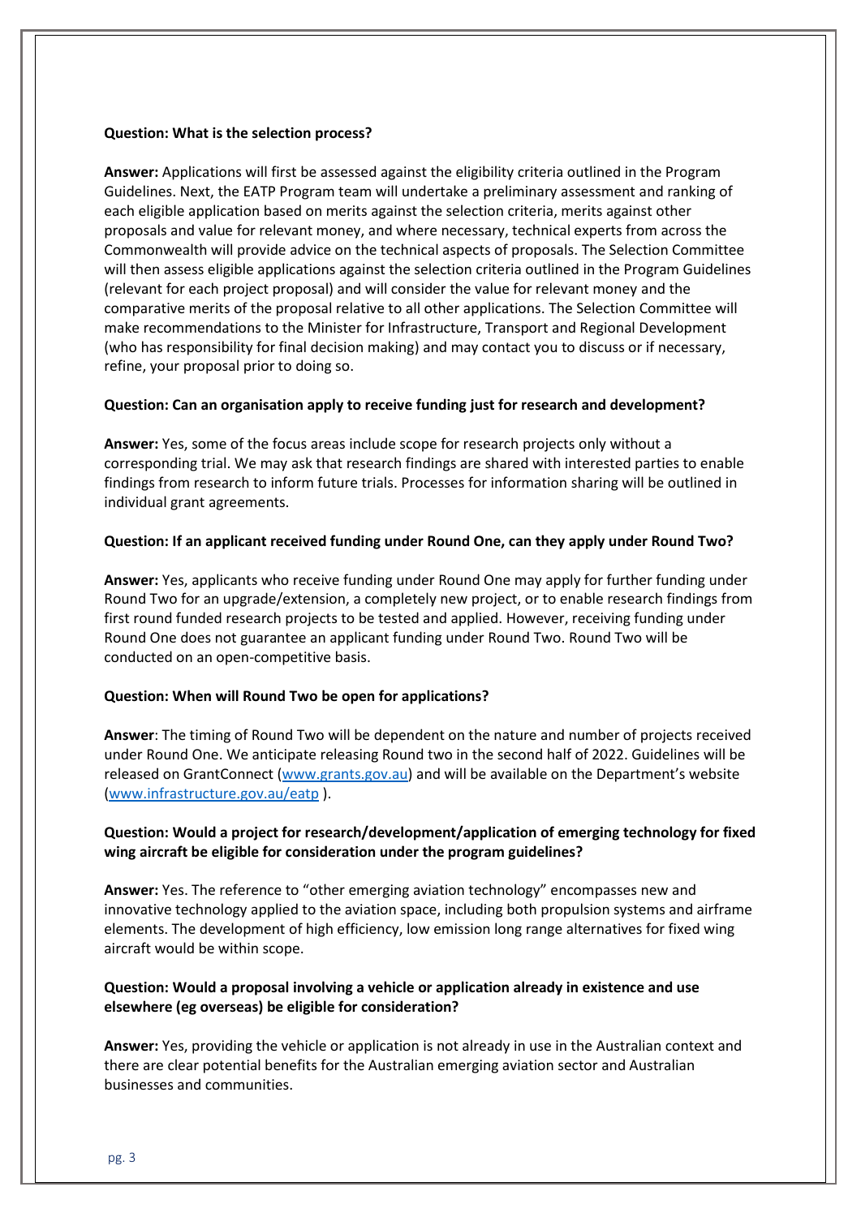**Question: What is the selection process?**

**Answer:** Applications will first be assessed against the eligibility criteria outlined in the Program Guidelines. Next, the EATP Program team will undertake a preliminary assessment and ranking of each eligible application based on merits against the selection criteria, merits against other proposals and value for relevant money, and where necessary, technical experts from across the Commonwealth will provide advice on the technical aspects of proposals. The Selection Committee will then assess eligible applications against the selection criteria outlined in the Program Guidelines (relevant for each project proposal) and will consider the value for relevant money and the comparative merits of the proposal relative to all other applications. The Selection Committee will make recommendations to the Minister for Infrastructure, Transport and Regional Development (who has responsibility for final decision making) and may contact you to discuss or if necessary, refine, your proposal prior to doing so.

**Question: Can an organisation apply to receive funding just for research and development?**

**Answer:** Yes, some of the focus areas include scope for research projects only without a corresponding trial. We may ask that research findings are shared with interested parties to enable findings from research to inform future trials. Processes for information sharing will be outlined in individual grant agreements.

**Question: If an applicant received funding under Round One, can they apply under Round Two?**

**Answer:** Yes, applicants who receive funding under Round One may apply for further funding under Round Two for an upgrade/extension, a completely new project, or to enable research findings from first round funded research projects to be tested and applied. However, receiving funding under Round One does not guarantee an applicant funding under Round Two. Round Two will be conducted on an open-competitive basis.

**Question: When will Round Two be open for applications?**

**Answer**: The timing of Round Two will be dependent on the nature and number of projects received under Round One. We anticipate releasing Round two in the second half of 2022. Guidelines will be released on GrantConnect ([www.grants.gov.au](http://www.grants.gov.au)) and will be available on the Department's website ([www.infrastructure.gov.au/eatp](http://www.infrastructure.gov.au/eatp) ).

**Question: Would a project for research/development/application of emerging technology for fixed wing aircraft be eligible for consideration under the program guidelines?**

**Answer:** Yes. The reference to "other emerging aviation technology" encompasses new and innovative technology applied to the aviation space, including both propulsion systems and airframe elements. The development of high efficiency, low emission long range alternatives for fixed wing aircraft would be within scope.

**Question: Would a proposal involving a vehicle or application already in existence and use elsewhere (eg overseas) be eligible for consideration?**

**Answer:** Yes, providing the vehicle or application is not already in use in the Australian context and there are clear potential benefits for the Australian emerging aviation sector and Australian businesses and communities.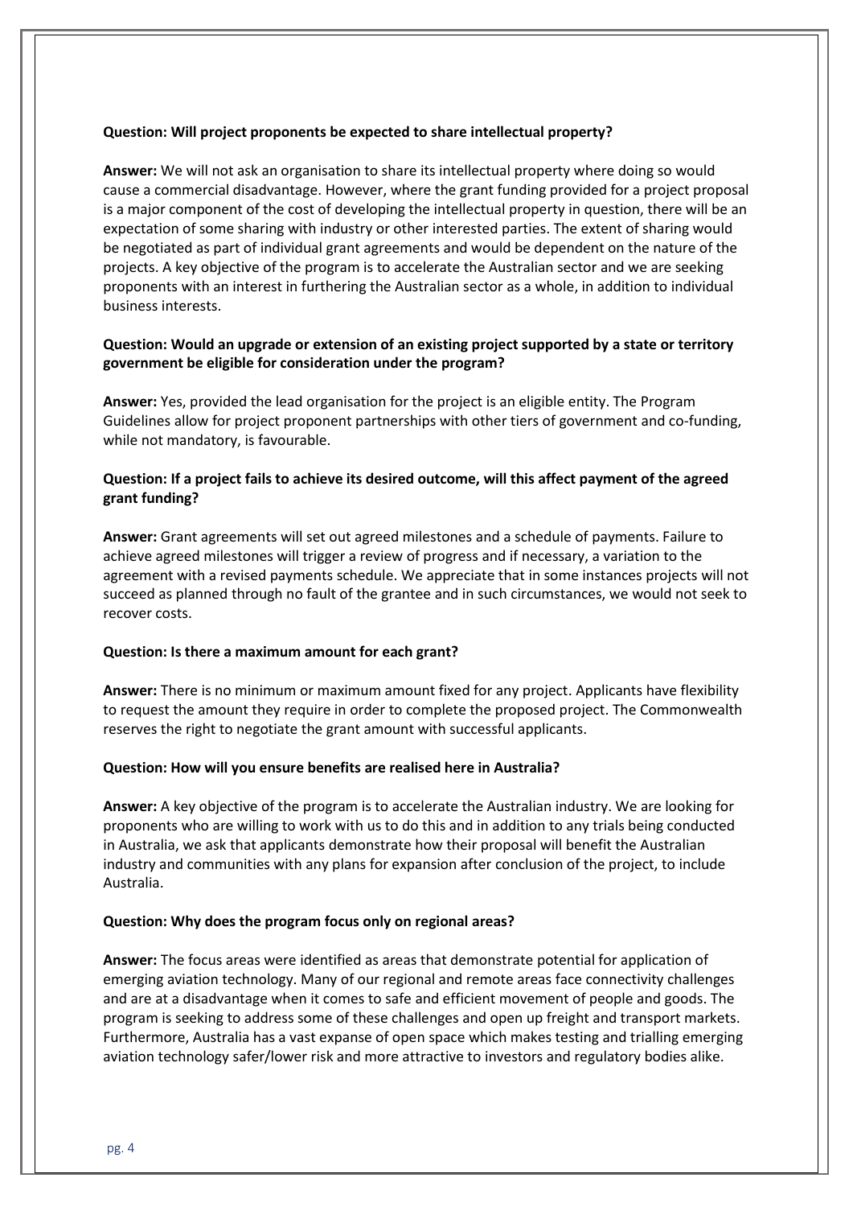**Question: Will project proponents be expected to share intellectual property?**

**Answer:** We will not ask an organisation to share its intellectual property where doing so would cause a commercial disadvantage. However, where the grant funding provided for a project proposal is a major component of the cost of developing the intellectual property in question, there will be an expectation of some sharing with industry or other interested parties. The extent of sharing would be negotiated as part of individual grant agreements and would be dependent on the nature of the projects. A key objective of the program is to accelerate the Australian sector and we are seeking proponents with an interest in furthering the Australian sector as a whole, in addition to individual business interests.

**Question: Would an upgrade or extension of an existing project supported by a state or territory government be eligible for consideration under the program?**

**Answer:** Yes, provided the lead organisation for the project is an eligible entity. The Program Guidelines allow for project proponent partnerships with other tiers of government and co-funding, while not mandatory, is favourable.

**Question: If a project fails to achieve its desired outcome, will this affect payment of the agreed grant funding?**

**Answer:** Grant agreements will set out agreed milestones and a schedule of payments. Failure to achieve agreed milestones will trigger a review of progress and if necessary, a variation to the agreement with a revised payments schedule. We appreciate that in some instances projects will not succeed as planned through no fault of the grantee and in such circumstances, we would not seek to recover costs.

**Question: Is there a maximum amount for each grant?**

**Answer:** There is no minimum or maximum amount fixed for any project. Applicants have flexibility to request the amount they require in order to complete the proposed project. The Commonwealth reserves the right to negotiate the grant amount with successful applicants.

**Question: How will you ensure benefits are realised here in Australia?**

**Answer:** A key objective of the program is to accelerate the Australian industry. We are looking for proponents who are willing to work with us to do this and in addition to any trials being conducted in Australia, we ask that applicants demonstrate how their proposal will benefit the Australian industry and communities with any plans for expansion after conclusion of the project, to include Australia.

**Question: Why does the program focus only on regional areas?**

**Answer:** The focus areas were identified as areas that demonstrate potential for application of emerging aviation technology. Many of our regional and remote areas face connectivity challenges and are at a disadvantage when it comes to safe and efficient movement of people and goods. The program is seeking to address some of these challenges and open up freight and transport markets. Furthermore, Australia has a vast expanse of open space which makes testing and trialling emerging aviation technology safer/lower risk and more attractive to investors and regulatory bodies alike.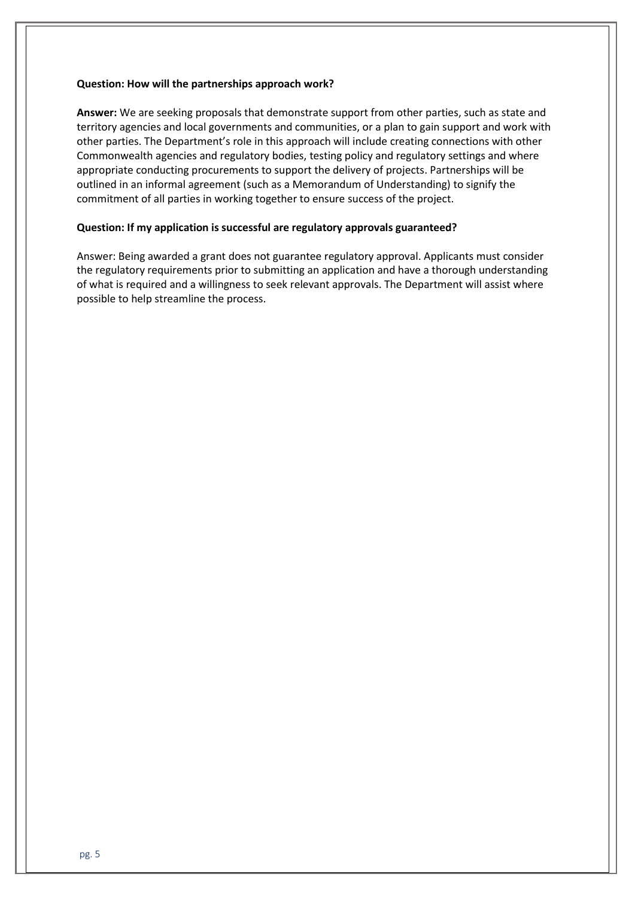**Question: How will the partnerships approach work?**

**Answer:** We are seeking proposals that demonstrate support from other parties, such as state and territory agencies and local governments and communities, or a plan to gain support and work with other parties. The Department's role in this approach will include creating connections with other Commonwealth agencies and regulatory bodies, testing policy and regulatory settings and where appropriate conducting procurements to support the delivery of projects. Partnerships will be outlined in an informal agreement (such as a Memorandum of Understanding) to signify the commitment of all parties in working together to ensure success of the project.

**Question: If my application is successful are regulatory approvals guaranteed?**

Answer: Being awarded a grant does not guarantee regulatory approval. Applicants must consider the regulatory requirements prior to submitting an application and have a thorough understanding of what is required and a willingness to seek relevant approvals. The Department will assist where possible to help streamline the process.